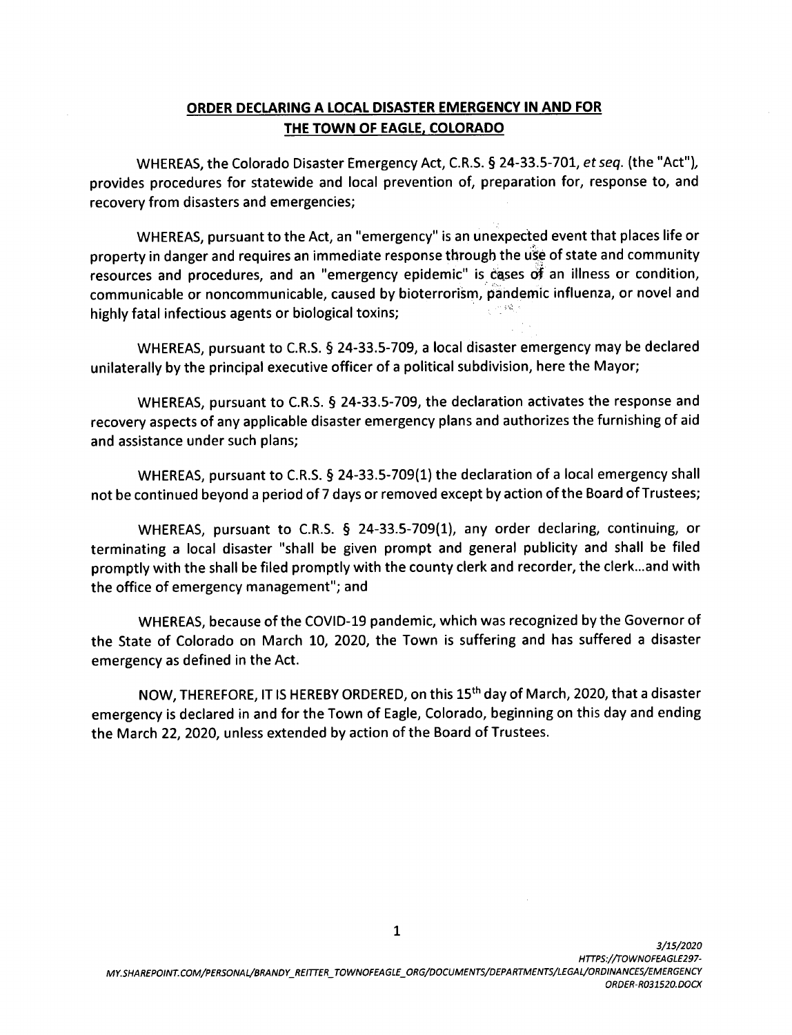## ORDER DECLARING A LOCAL DISASTER EMERGENCY IN AND FOR THE TOWN OF EAGLE, COLORADO

WHEREAS, the Colorado Disaster Emergency Act, C.R.S. § 24-33.5-701, *et seq.* (the "Act"), provides procedures for statewide and local prevention of, preparation for, response to, and recovery from disasters and emergencies;

WHEREAS, pursuant to the Act, an "emergency" is an unexpected event that places life or property in danger and requires an immediate response through the use of state and community resources and procedures, and an "emergency epidemic" is cases of an illness or condition, communicable or noncommunicable, caused by bioterrorism, pandemic influenza, or novel and highly fatal infectious agents or biological toxins;

WHEREAS, pursuant to C.R.S. § 24-33.5-709, a local disaster emergency may be declared unilaterally by the principal executive officer of a political subdivision, here the Mayor;

WHEREAS, pursuant to C.R.S. § 24-33.5-709, the declaration activates the response and recovery aspects of any applicable disaster emergency plans and authorizes the furnishing of aid and assistance under such plans;

WHEREAS, pursuant to C.R.S. § 24-33.5-709(1) the declaration of a local emergency shall not be continued beyond a period of 7 days or removed except by action of the Board of Trustees;

WHEREAS, pursuant to C.R.S. § 24-33.5-709(1), any order declaring, continuing, or terminating a local disaster "shall be given prompt and general publicity and shall be filed promptly with the shall be filed promptly with the county clerk and recorder, the clerk...and with the office of emergency management"; and

WHEREAS, because of the COVID-19 pandemic, which was recognized by the Governor of the State of Colorado on March 10, 2020, the Town is suffering and has suffered a disaster emergency as defined in the Act.

NOW, THEREFORE, IT IS HEREBY ORDERED, on this 15th day of March, 2020, that a disaster emergency is declared in and for the Town of Eagle, Colorado, beginning on this day and ending the March 22, 2020, unless extended by action of the Board of Trustees.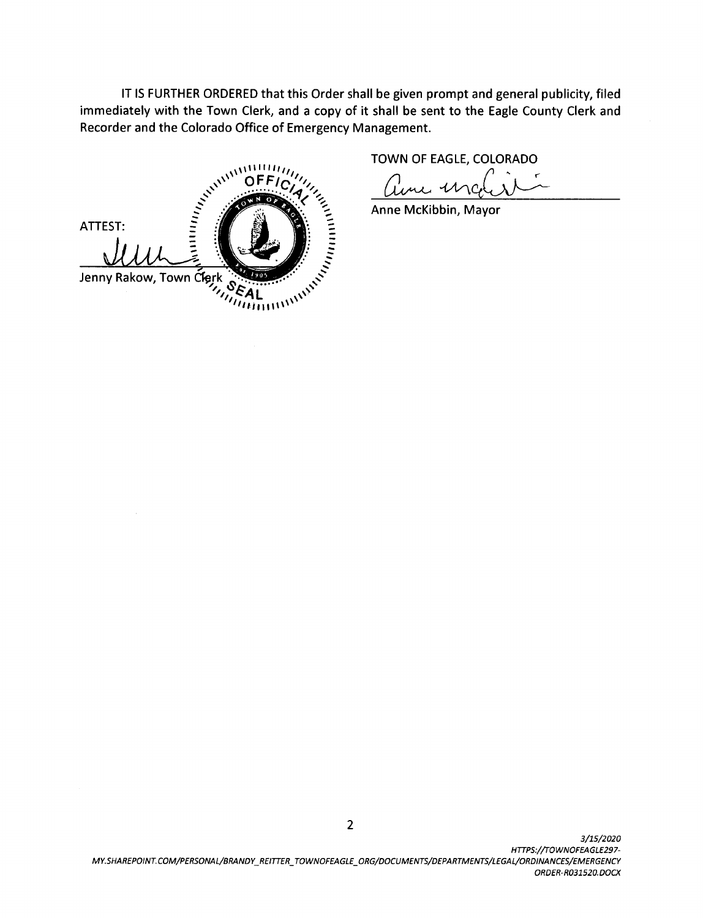IT IS FURTHER ORDERED that this Order shall be given prompt and general publicity, filed immediately with the Town Clerk, and a copy of it shall be sent to the Eagle County Clerk and Recorder and the Colorado Office of Emergency Management.

TOWN OF EAGLE, COLORADO

Anne McKibbin, Mayor

ATTEST:

Jenny Rakow, Town Clerk

OFFICIAL TOWN OF EAGLE SEAL

3/15/2020
HTTPS://TOWNOFEAGLE297-MY.SHAREPOINT.COM/PERSONAL/BRANDY_REITTER_TOWNOFEAGLE_ORG/DOCUMENTS/DEPARTMENTS/LEGAL/ORDINANCES/EMERGENCY ORDER-R031520.DOCX